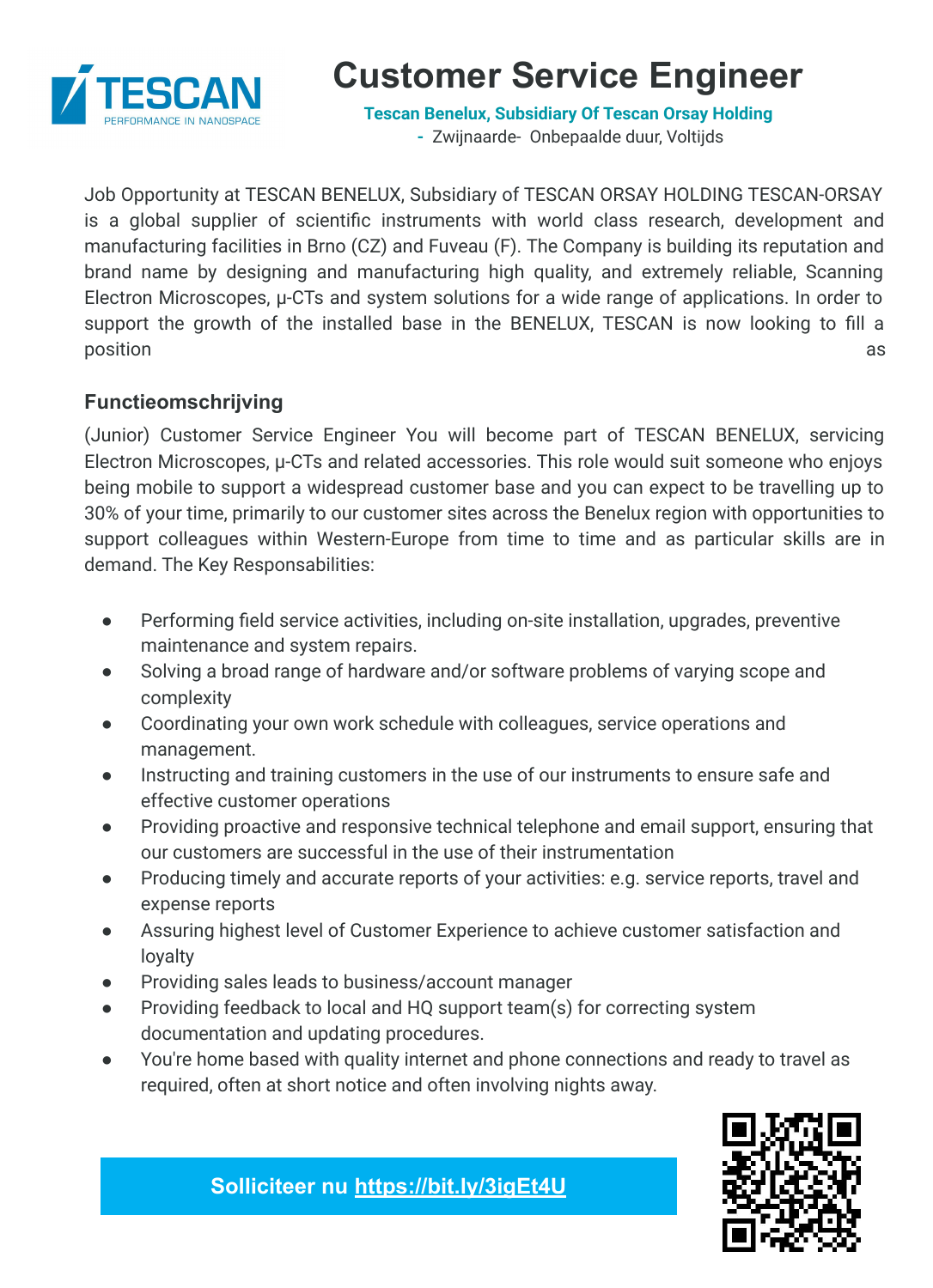# Customer Service Engineer

**Tescan Benelux, Subsidiary Of Tescan Orsay Holding**

- Zwijnaarde- Onbepaalde duur, Voltijds

Job Opportunity at TESCAN BENELUX, Subsidiary of TESCAN ORSAY HOLDING TESCAN-ORSAY is a global supplier of scientific instruments with world class research, development and manufacturing facilities in Brno (CZ) and Fuveau (F). The Company is building its reputation and brand name by designing and manufacturing high quality, and extremely reliable, Scanning Electron Microscopes, μ-CTs and system solutions for a wide range of applications. In order to support the growth of the installed base in the BENELUX, TESCAN is now looking to fill a position as

## Functieomschrijving

(Junior) Customer Service Engineer You will become part of TESCAN BENELUX, servicing Electron Microscopes, μ-CTs and related accessories. This role would suit someone who enjoys being mobile to support a widespread customer base and you can expect to be travelling up to 30% of your time, primarily to our customer sites across the Benelux region with opportunities to support colleagues within Western-Europe from time to time and as particular skills are in demand. The Key Responsabilities:

- Performing field service activities, including on-site installation, upgrades, preventive maintenance and system repairs.
- Solving a broad range of hardware and/or software problems of varying scope and complexity
- Coordinating your own work schedule with colleagues, service operations and management.
- Instructing and training customers in the use of our instruments to ensure safe and effective customer operations
- Providing proactive and responsive technical telephone and email support, ensuring that our customers are successful in the use of their instrumentation
- Producing timely and accurate reports of your activities: e.g. service reports, travel and expense reports
- Assuring highest level of Customer Experience to achieve customer satisfaction and loyalty
- Providing sales leads to business/account manager
- Providing feedback to local and HQ support team(s) for correcting system documentation and updating procedures.
- You're home based with quality internet and phone connections and ready to travel as required, often at short notice and often involving nights away.

**Solliciteer nu https://bit.ly/3igEt4U**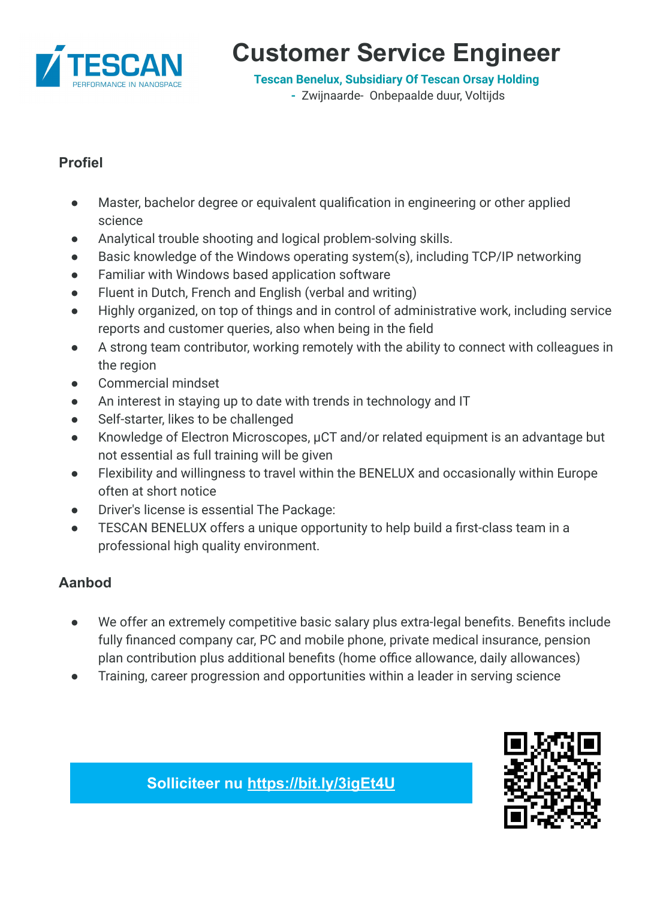# Customer Service Engineer

**Tescan Benelux, Subsidiary Of Tescan Orsay Holding**

- Zwijnaarde- Onbepaalde duur, Voltijds

## Profiel

- Master, bachelor degree or equivalent qualification in engineering or other applied science
- Analytical trouble shooting and logical problem-solving skills.
- Basic knowledge of the Windows operating system(s), including TCP/IP networking
- Familiar with Windows based application software
- Fluent in Dutch, French and English (verbal and writing)
- Highly organized, on top of things and in control of administrative work, including service reports and customer queries, also when being in the field
- A strong team contributor, working remotely with the ability to connect with colleagues in the region
- Commercial mindset
- An interest in staying up to date with trends in technology and IT
- Self-starter, likes to be challenged
- Knowledge of Electron Microscopes, µCT and/or related equipment is an advantage but not essential as full training will be given
- Flexibility and willingness to travel within the BENELUX and occasionally within Europe often at short notice
- Driver's license is essential The Package:
- TESCAN BENELUX offers a unique opportunity to help build a first-class team in a professional high quality environment.

## Aanbod

- We offer an extremely competitive basic salary plus extra-legal benefits. Benefits include fully financed company car, PC and mobile phone, private medical insurance, pension plan contribution plus additional benefits (home office allowance, daily allowances)
- Training, career progression and opportunities within a leader in serving science

**Solliciteer nu https://bit.ly/3igEt4U**